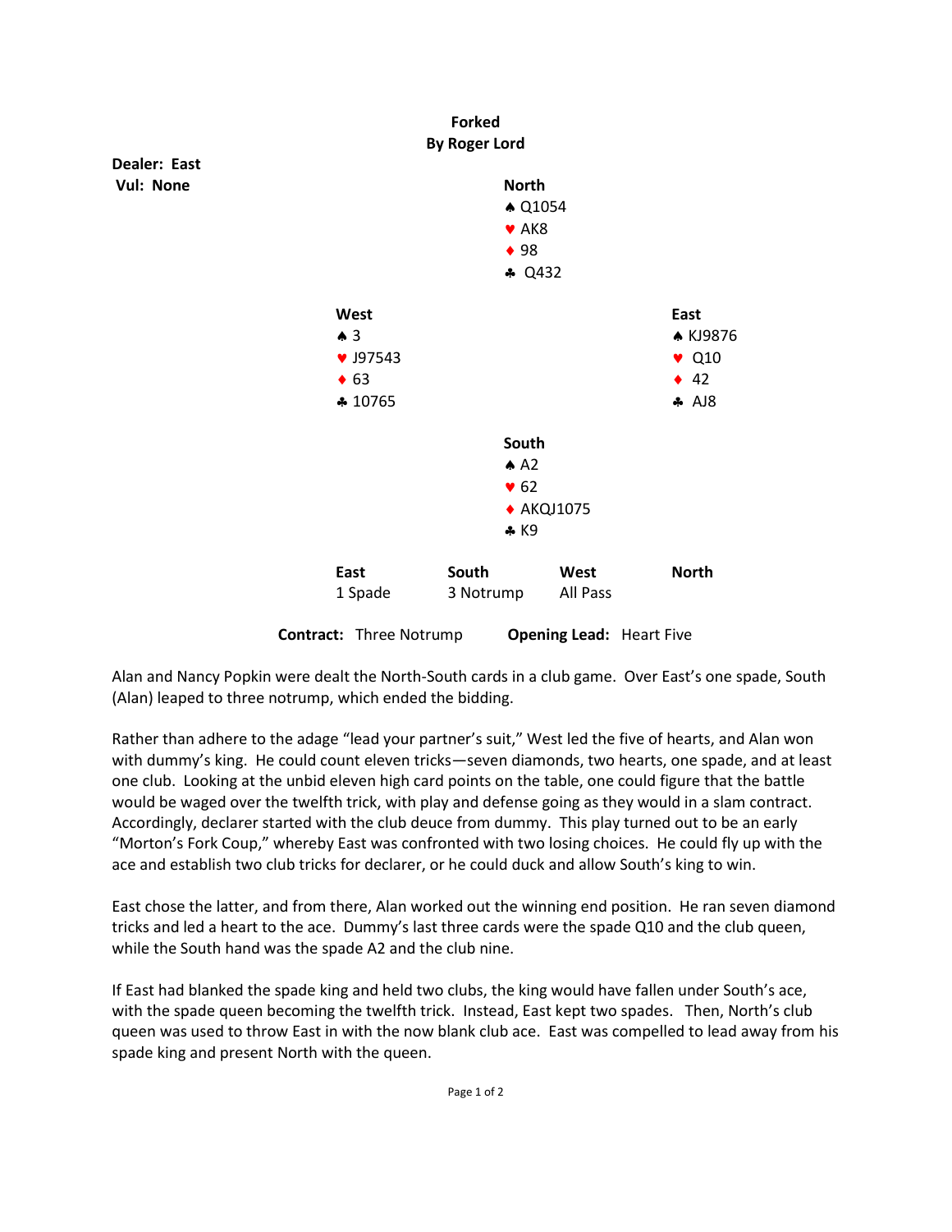## Forked
### By Roger Lord

**Dealer: East**
**Vul: None**

**North**
♠ Q1054
♥ AK8
♦ 98
♣ Q432

**West**
♠ 3
♥ J97543
♦ 63
♣ 10765

**East**
♠ KJ9876
♥ Q10
♦ 42
♣ AJ8

**South**
♠ A2
♥ 62
♦ AKQJ1075
♣ K9

| East | South | West | North |
|---|---|---|---|
| 1 Spade | 3 Notrump | All Pass | |

**Contract:** Three Notrump **Opening Lead:** Heart Five

Alan and Nancy Popkin were dealt the North-South cards in a club game. Over East's one spade, South (Alan) leaped to three notrump, which ended the bidding.

Rather than adhere to the adage "lead your partner's suit," West led the five of hearts, and Alan won with dummy's king. He could count eleven tricks—seven diamonds, two hearts, one spade, and at least one club. Looking at the unbid eleven high card points on the table, one could figure that the battle would be waged over the twelfth trick, with play and defense going as they would in a slam contract. Accordingly, declarer started with the club deuce from dummy. This play turned out to be an early "Morton's Fork Coup," whereby East was confronted with two losing choices. He could fly up with the ace and establish two club tricks for declarer, or he could duck and allow South's king to win.

East chose the latter, and from there, Alan worked out the winning end position. He ran seven diamond tricks and led a heart to the ace. Dummy's last three cards were the spade Q10 and the club queen, while the South hand was the spade A2 and the club nine.

If East had blanked the spade king and held two clubs, the king would have fallen under South's ace, with the spade queen becoming the twelfth trick. Instead, East kept two spades. Then, North's club queen was used to throw East in with the now blank club ace. East was compelled to lead away from his spade king and present North with the queen.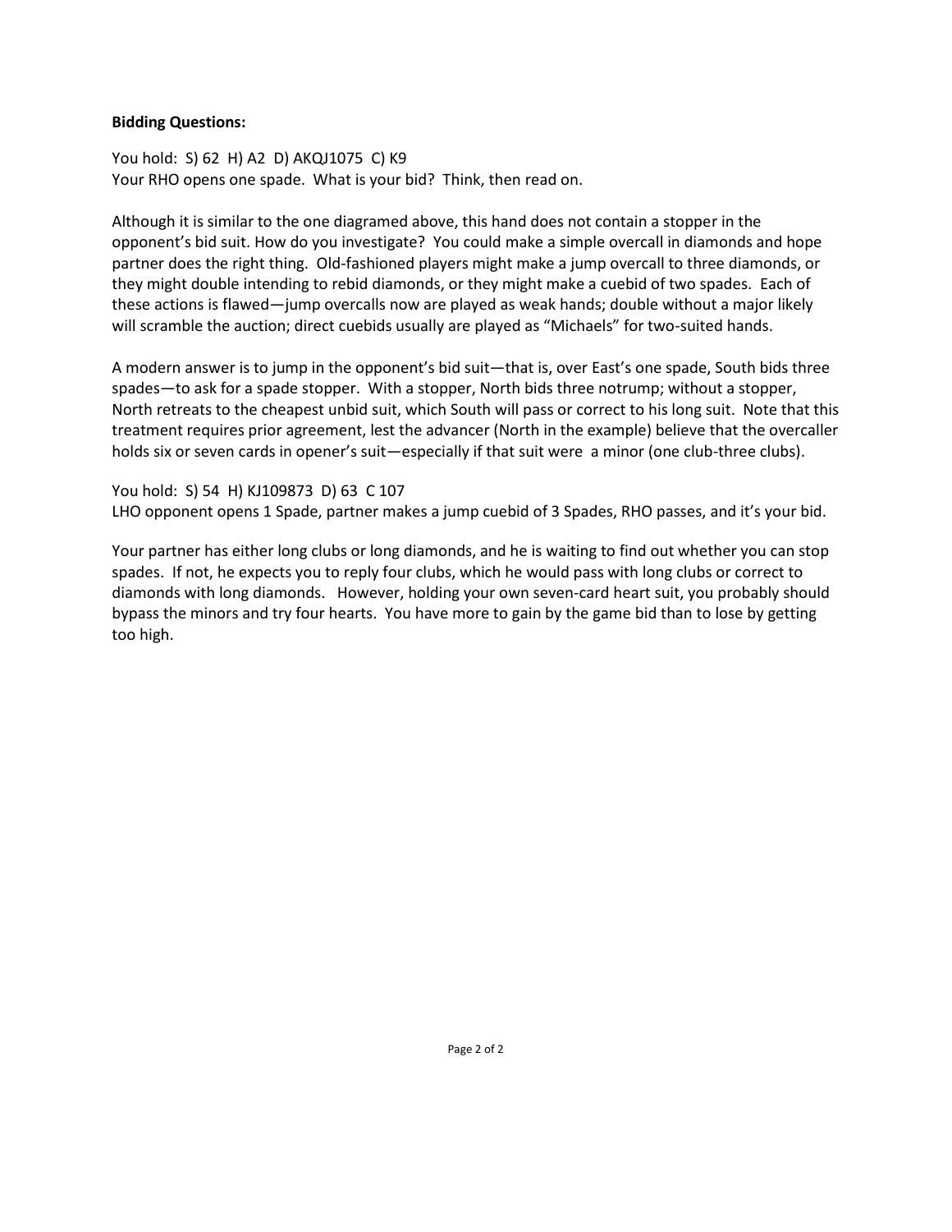**Bidding Questions:**

You hold: S) 62 H) A2 D) AKQJ1075 C) K9
Your RHO opens one spade. What is your bid? Think, then read on.

Although it is similar to the one diagramed above, this hand does not contain a stopper in the opponent's bid suit. How do you investigate? You could make a simple overcall in diamonds and hope partner does the right thing. Old-fashioned players might make a jump overcall to three diamonds, or they might double intending to rebid diamonds, or they might make a cuebid of two spades. Each of these actions is flawed—jump overcalls now are played as weak hands; double without a major likely will scramble the auction; direct cuebids usually are played as "Michaels" for two-suited hands.

A modern answer is to jump in the opponent's bid suit—that is, over East's one spade, South bids three spades—to ask for a spade stopper. With a stopper, North bids three notrump; without a stopper, North retreats to the cheapest unbid suit, which South will pass or correct to his long suit. Note that this treatment requires prior agreement, lest the advancer (North in the example) believe that the overcaller holds six or seven cards in opener's suit—especially if that suit were a minor (one club-three clubs).

You hold: S) 54 H) KJ109873 D) 63 C 107
LHO opponent opens 1 Spade, partner makes a jump cuebid of 3 Spades, RHO passes, and it's your bid.

Your partner has either long clubs or long diamonds, and he is waiting to find out whether you can stop spades. If not, he expects you to reply four clubs, which he would pass with long clubs or correct to diamonds with long diamonds. However, holding your own seven-card heart suit, you probably should bypass the minors and try four hearts. You have more to gain by the game bid than to lose by getting too high.